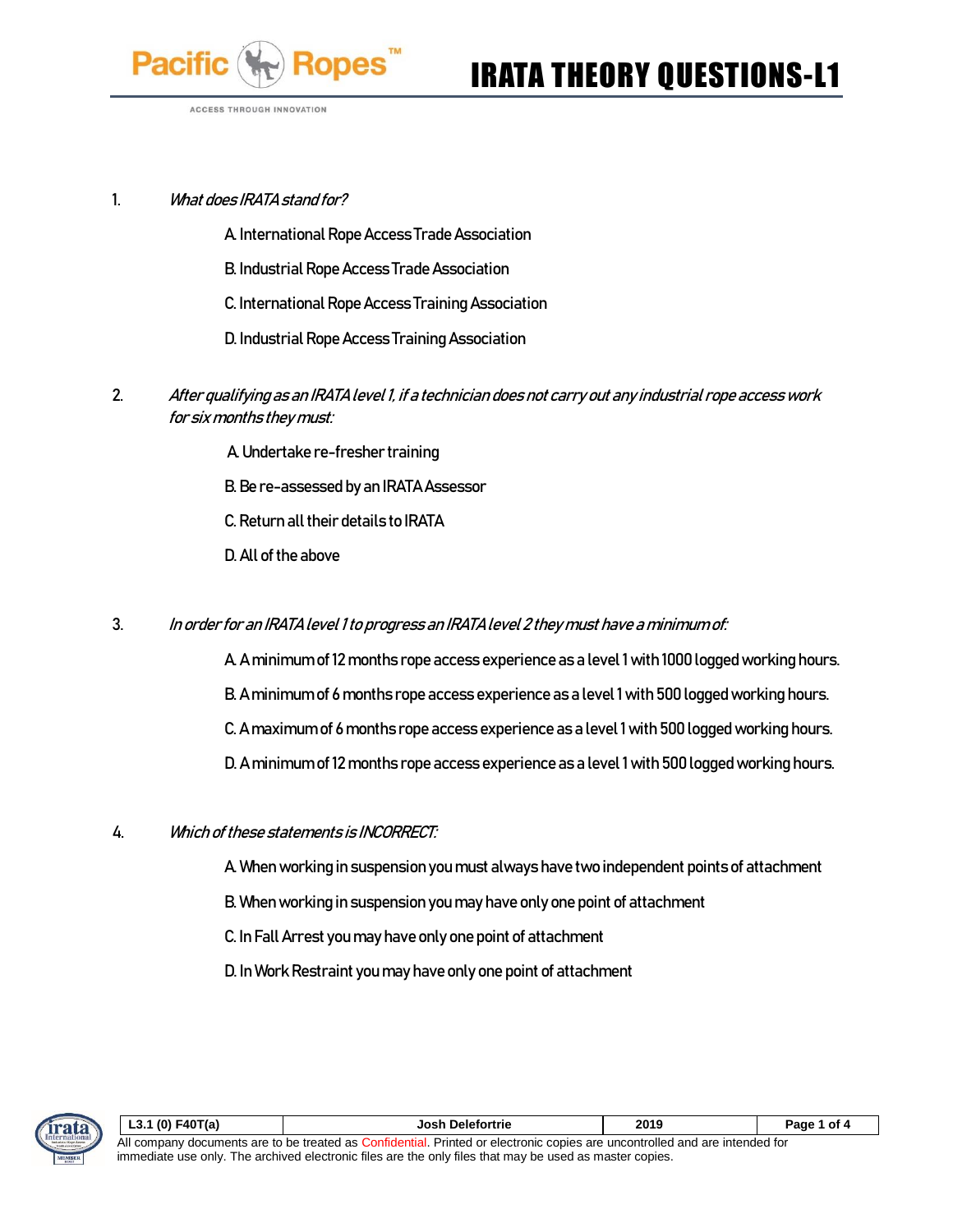# IRATA THEORY QUESTIONS-L1

1. *What does IRATA stand for?*

   A. International Rope Access Trade Association

   B. Industrial Rope Access Trade Association

   C. International Rope Access Training Association

   D. Industrial Rope Access Training Association

2. *After qualifying as an IRATA level 1, if a technician does not carry out any industrial rope access work for six months they must:*

   A. Undertake re-fresher training

   B. Be re-assessed by an IRATA Assessor

   C. Return all their details to IRATA

   D. All of the above

3. *In order for an IRATA level 1 to progress an IRATA level 2 they must have a minimum of:*

   A. A minimum of 12 months rope access experience as a level 1 with 1000 logged working hours.

   B. A minimum of 6 months rope access experience as a level 1 with 500 logged working hours.

   C. A maximum of 6 months rope access experience as a level 1 with 500 logged working hours.

   D. A minimum of 12 months rope access experience as a level 1 with 500 logged working hours.

4. *Which of these statements is INCORRECT:*

   A. When working in suspension you must always have two independent points of attachment

   B. When working in suspension you may have only one point of attachment

   C. In Fall Arrest you may have only one point of attachment

   D. In Work Restraint you may have only one point of attachment

| L3.1 (0) F40T(a) | Josh Delefortrie | 2019 |
| --- | --- | --- |

All company documents are to be treated as Confidential. Printed or electronic copies are uncontrolled and are intended for immediate use only. The archived electronic files are the only files that may be used as master copies.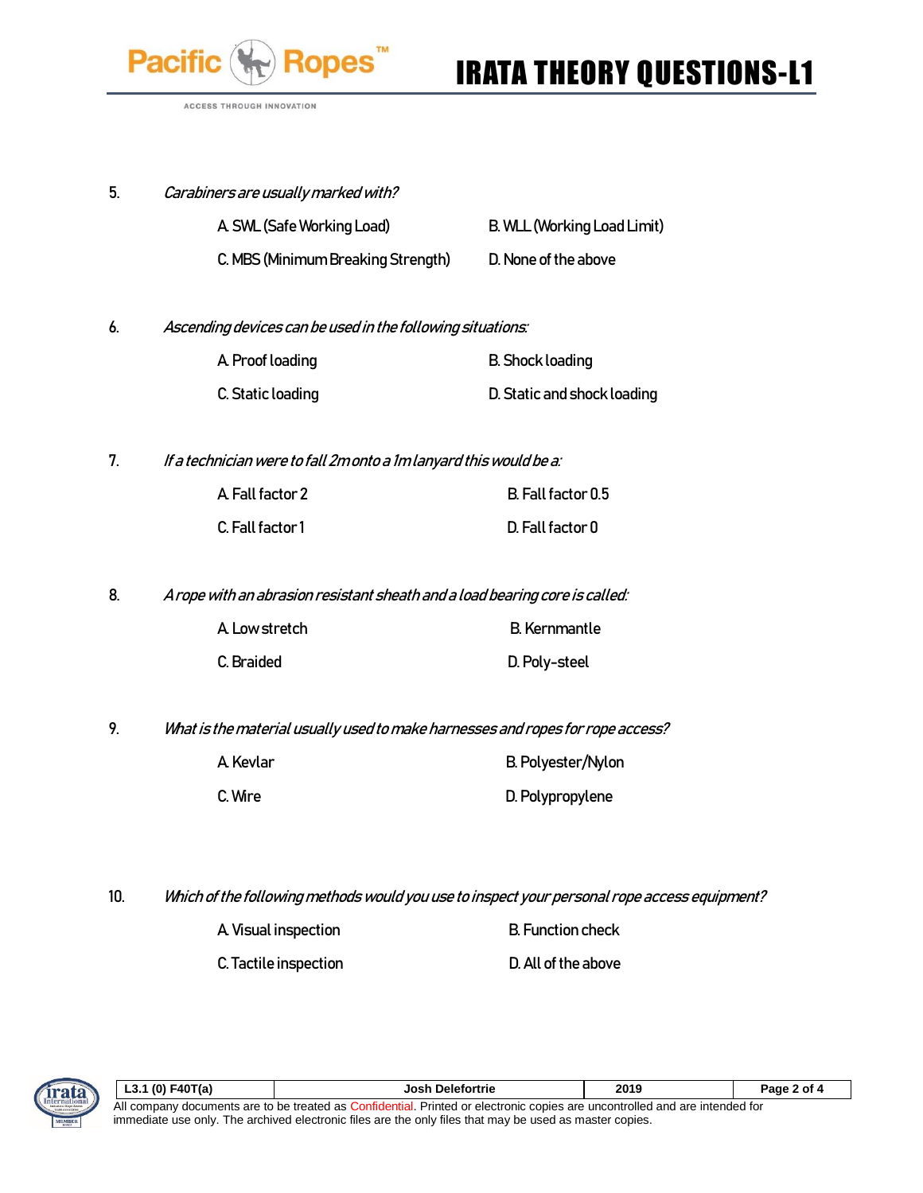5. *Carabiners are usually marked with?*

   A. SWL (Safe Working Load) B. WLL (Working Load Limit)

   C. MBS (Minimum Breaking Strength) D. None of the above

6. *Ascending devices can be used in the following situations:*

   A. Proof loading B. Shock loading

   C. Static loading D. Static and shock loading

7. *If a technician were to fall 2m onto a 1m lanyard this would be a:*

   A. Fall factor 2 B. Fall factor 0.5

   C. Fall factor 1 D. Fall factor 0

8. *A rope with an abrasion resistant sheath and a load bearing core is called:*

   A. Low stretch B. Kernmantle

   C. Braided D. Poly-steel

9. *What is the material usually used to make harnesses and ropes for rope access?*

   A. Kevlar B. Polyester/Nylon

   C. Wire D. Polypropylene

10. *Which of the following methods would you use to inspect your personal rope access equipment?*

    A. Visual inspection B. Function check

    C. Tactile inspection D. All of the above

| L3.1 (0) F40T(a) | Josh Delefortrie | 2019 |
|---|---|---|

All company documents are to be treated as Confidential. Printed or electronic copies are uncontrolled and are intended for immediate use only. The archived electronic files are the only files that may be used as master copies.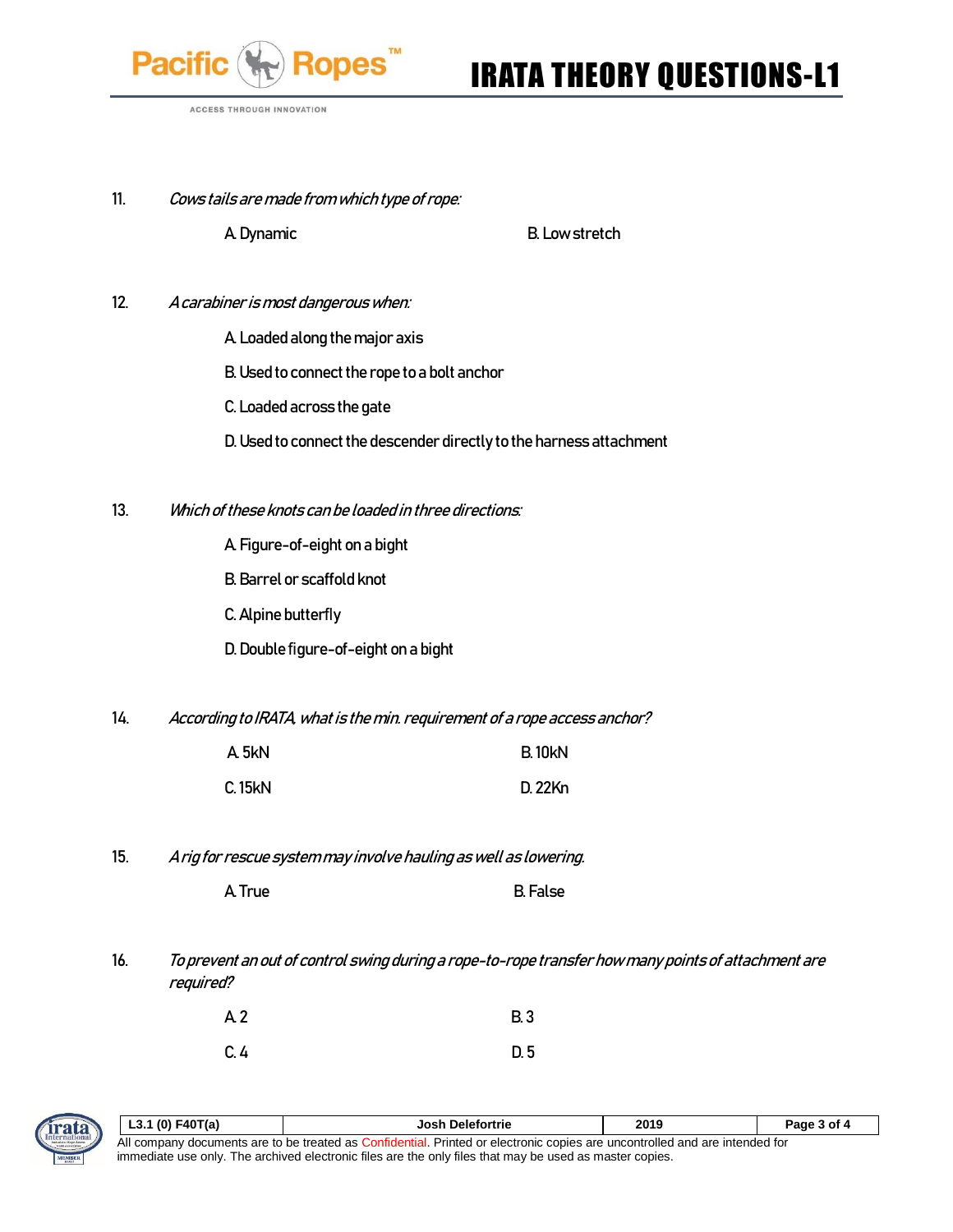11. *Cows tails are made from which type of rope:*

    A. Dynamic    B. Low stretch

12. *A carabiner is most dangerous when:*

    A. Loaded along the major axis

    B. Used to connect the rope to a bolt anchor

    C. Loaded across the gate

    D. Used to connect the descender directly to the harness attachment

13. *Which of these knots can be loaded in three directions:*

    A. Figure-of-eight on a bight

    B. Barrel or scaffold knot

    C. Alpine butterfly

    D. Double figure-of-eight on a bight

14. *According to IRATA, what is the min. requirement of a rope access anchor?*

    A. 5kN    B. 10kN

    C. 15kN    D. 22Kn

15. *A rig for rescue system may involve hauling as well as lowering.*

    A. True    B. False

16. *To prevent an out of control swing during a rope-to-rope transfer how many points of attachment are required?*

    A. 2    B. 3

    C. 4    D. 5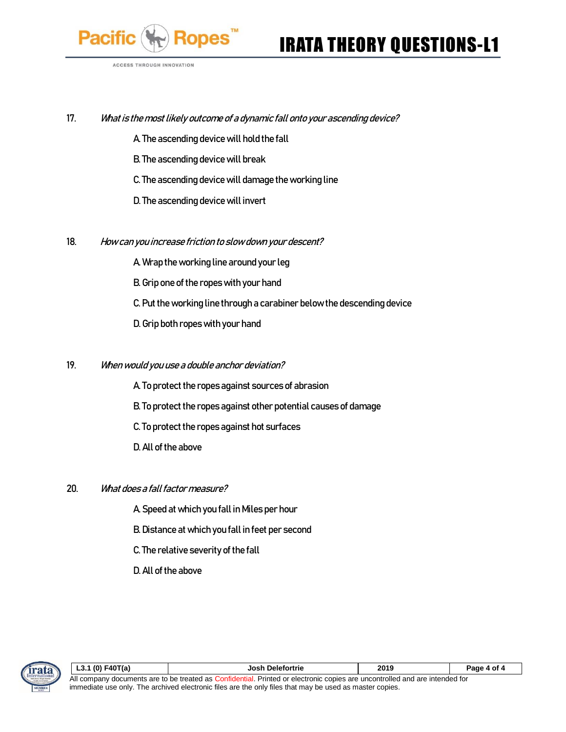17. *What is the most likely outcome of a dynamic fall onto your ascending device?*

    A. The ascending device will hold the fall

    B. The ascending device will break

    C. The ascending device will damage the working line

    D. The ascending device will invert

18. *How can you increase friction to slow down your descent?*

    A. Wrap the working line around your leg

    B. Grip one of the ropes with your hand

    C. Put the working line through a carabiner below the descending device

    D. Grip both ropes with your hand

19. *When would you use a double anchor deviation?*

    A. To protect the ropes against sources of abrasion

    B. To protect the ropes against other potential causes of damage

    C. To protect the ropes against hot surfaces

    D. All of the above

20. *What does a fall factor measure?*

    A. Speed at which you fall in Miles per hour

    B. Distance at which you fall in feet per second

    C. The relative severity of the fall

    D. All of the above